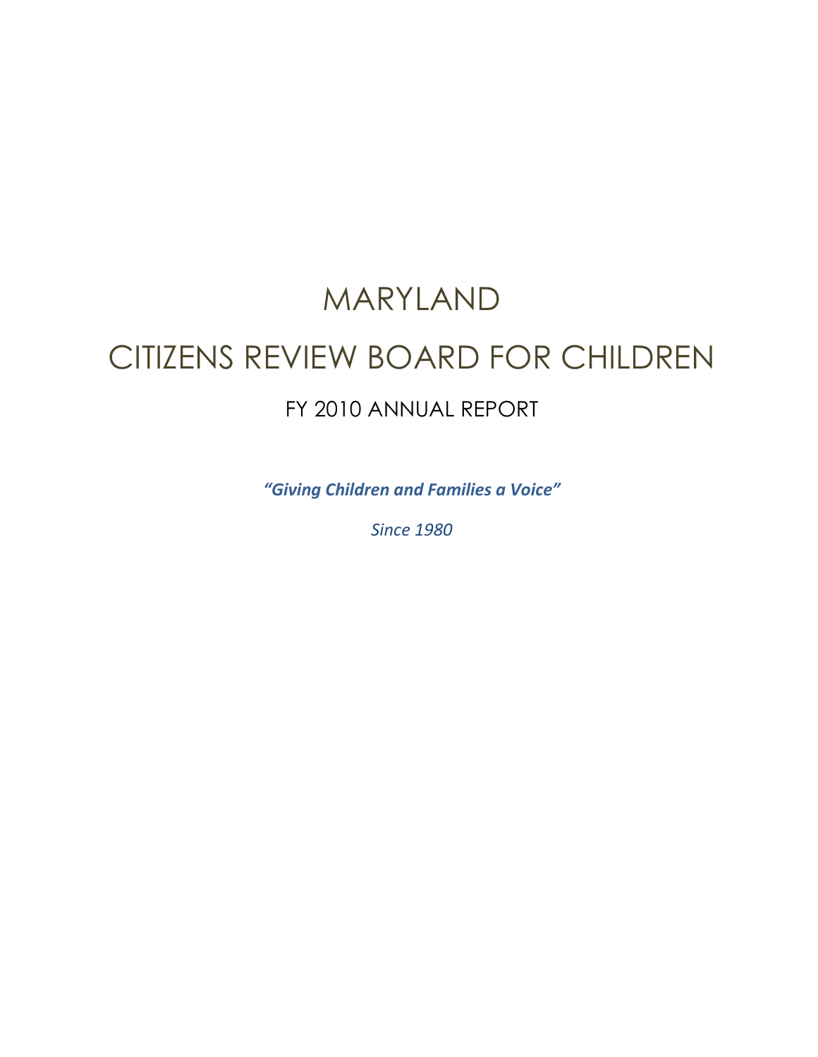# MARYLAND

# CITIZENS REVIEW BOARD FOR CHILDREN

## FY 2010 ANNUAL REPORT

***"Giving Children and Families a Voice"***

*Since 1980*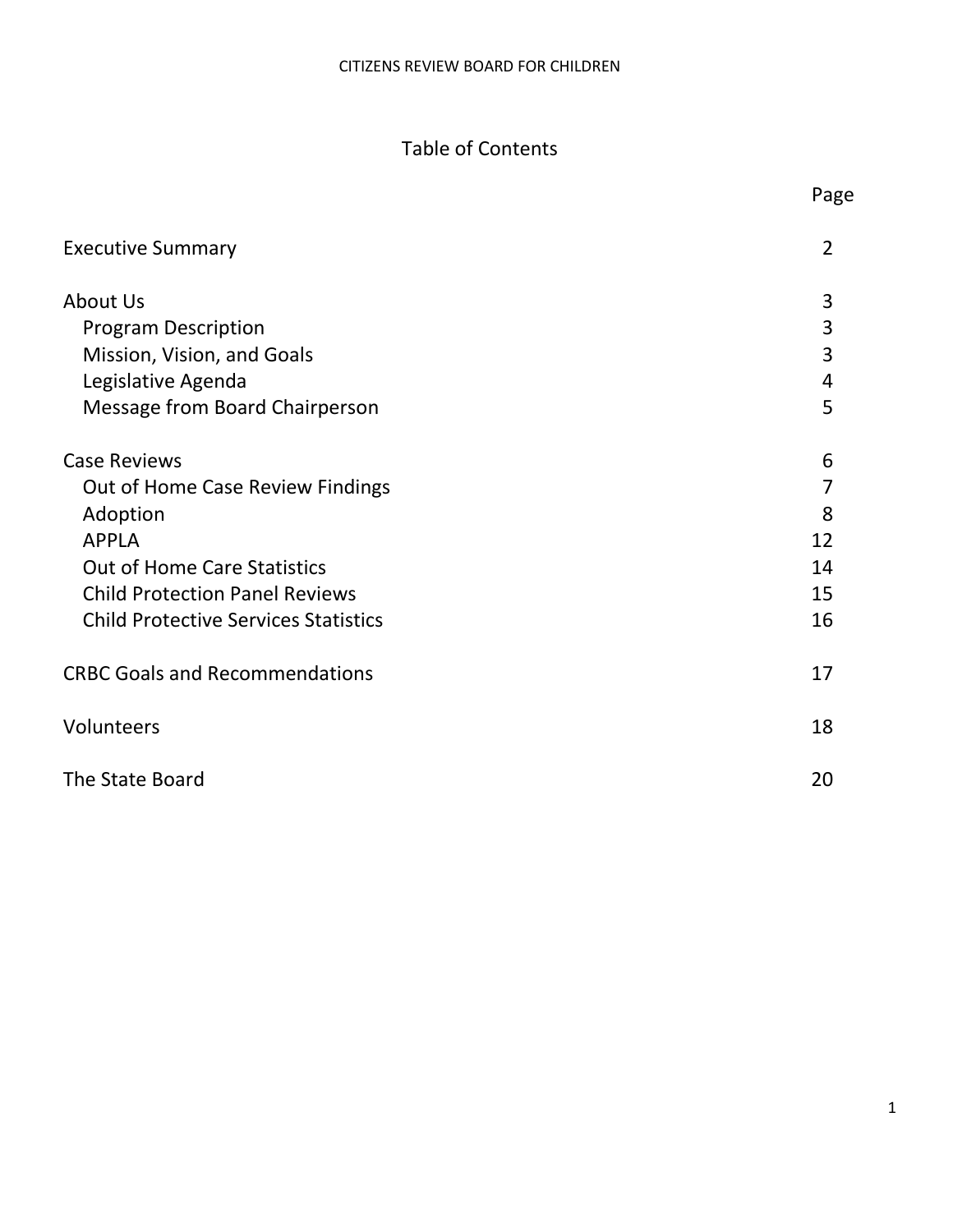# Table of Contents

| | Page |
|---|---|
| Executive Summary | 2 |
| About Us | 3 |
| Program Description | 3 |
| Mission, Vision, and Goals | 3 |
| Legislative Agenda | 4 |
| Message from Board Chairperson | 5 |
| Case Reviews | 6 |
| Out of Home Case Review Findings | 7 |
| Adoption | 8 |
| APPLA | 12 |
| Out of Home Care Statistics | 14 |
| Child Protection Panel Reviews | 15 |
| Child Protective Services Statistics | 16 |
| CRBC Goals and Recommendations | 17 |
| Volunteers | 18 |
| The State Board | 20 |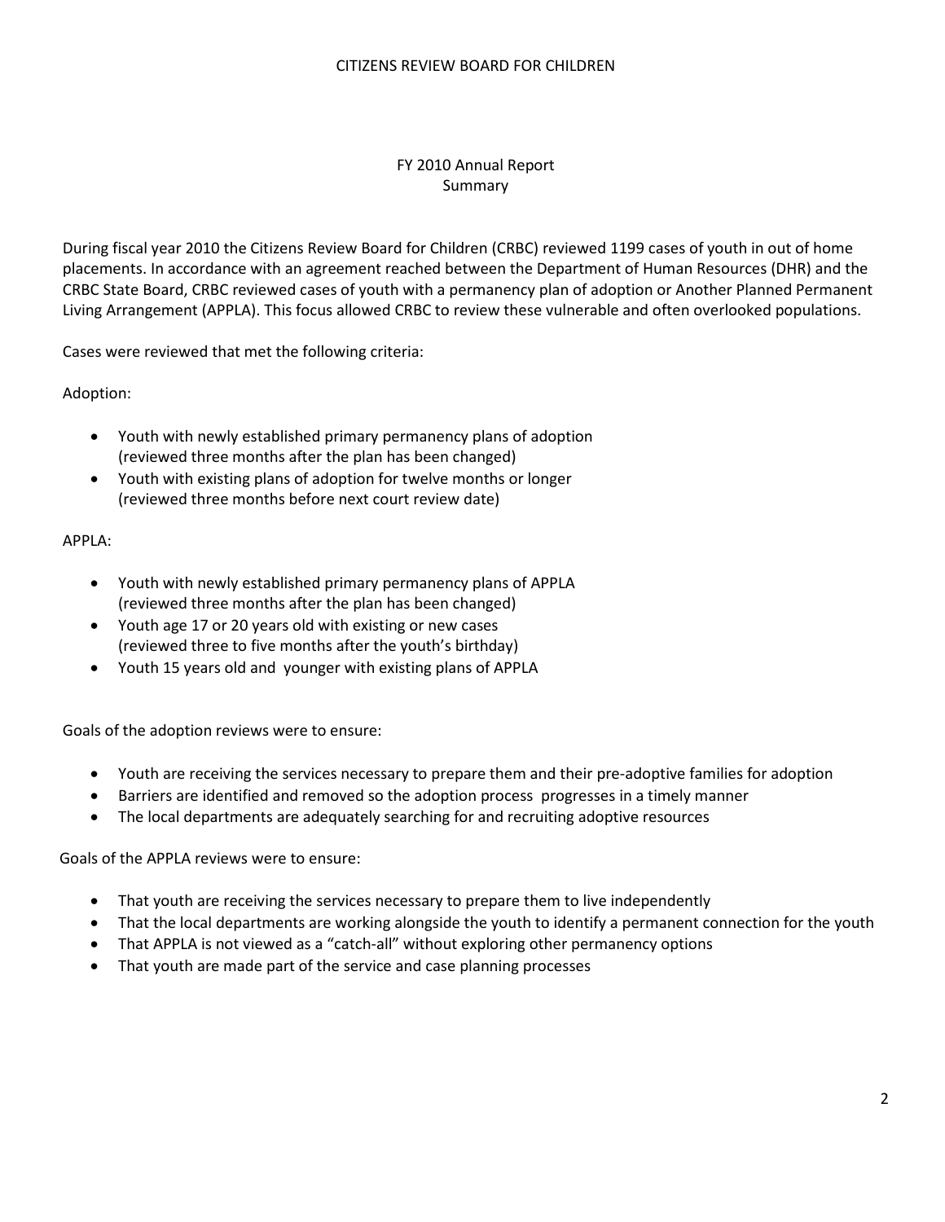CITIZENS REVIEW BOARD FOR CHILDREN

# FY 2010 Annual Report
## Summary

During fiscal year 2010 the Citizens Review Board for Children (CRBC) reviewed 1199 cases of youth in out of home placements. In accordance with an agreement reached between the Department of Human Resources (DHR) and the CRBC State Board, CRBC reviewed cases of youth with a permanency plan of adoption or Another Planned Permanent Living Arrangement (APPLA). This focus allowed CRBC to review these vulnerable and often overlooked populations.

Cases were reviewed that met the following criteria:

Adoption:

- Youth with newly established primary permanency plans of adoption (reviewed three months after the plan has been changed)
- Youth with existing plans of adoption for twelve months or longer (reviewed three months before next court review date)

APPLA:

- Youth with newly established primary permanency plans of APPLA (reviewed three months after the plan has been changed)
- Youth age 17 or 20 years old with existing or new cases (reviewed three to five months after the youth's birthday)
- Youth 15 years old and younger with existing plans of APPLA

Goals of the adoption reviews were to ensure:

- Youth are receiving the services necessary to prepare them and their pre-adoptive families for adoption
- Barriers are identified and removed so the adoption process progresses in a timely manner
- The local departments are adequately searching for and recruiting adoptive resources

Goals of the APPLA reviews were to ensure:

- That youth are receiving the services necessary to prepare them to live independently
- That the local departments are working alongside the youth to identify a permanent connection for the youth
- That APPLA is not viewed as a "catch-all" without exploring other permanency options
- That youth are made part of the service and case planning processes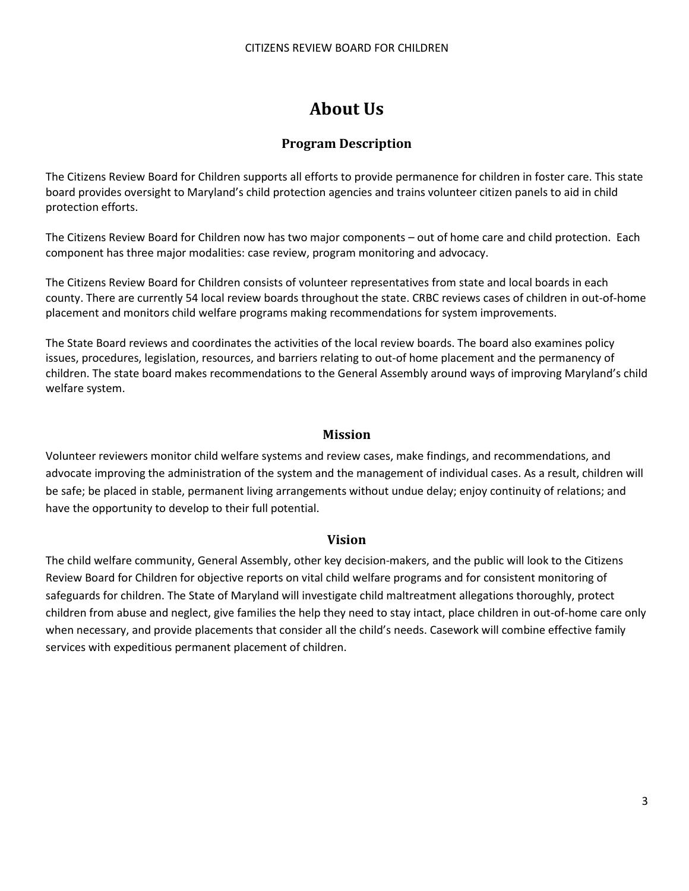# About Us

## Program Description

The Citizens Review Board for Children supports all efforts to provide permanence for children in foster care. This state board provides oversight to Maryland's child protection agencies and trains volunteer citizen panels to aid in child protection efforts.

The Citizens Review Board for Children now has two major components – out of home care and child protection. Each component has three major modalities: case review, program monitoring and advocacy.

The Citizens Review Board for Children consists of volunteer representatives from state and local boards in each county. There are currently 54 local review boards throughout the state. CRBC reviews cases of children in out-of-home placement and monitors child welfare programs making recommendations for system improvements.

The State Board reviews and coordinates the activities of the local review boards. The board also examines policy issues, procedures, legislation, resources, and barriers relating to out-of home placement and the permanency of children. The state board makes recommendations to the General Assembly around ways of improving Maryland's child welfare system.

## Mission

Volunteer reviewers monitor child welfare systems and review cases, make findings, and recommendations, and advocate improving the administration of the system and the management of individual cases. As a result, children will be safe; be placed in stable, permanent living arrangements without undue delay; enjoy continuity of relations; and have the opportunity to develop to their full potential.

## Vision

The child welfare community, General Assembly, other key decision-makers, and the public will look to the Citizens Review Board for Children for objective reports on vital child welfare programs and for consistent monitoring of safeguards for children. The State of Maryland will investigate child maltreatment allegations thoroughly, protect children from abuse and neglect, give families the help they need to stay intact, place children in out-of-home care only when necessary, and provide placements that consider all the child's needs. Casework will combine effective family services with expeditious permanent placement of children.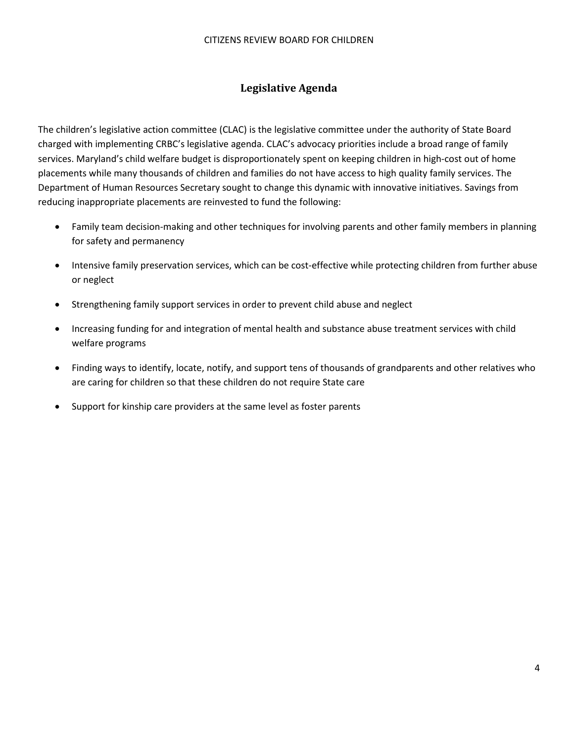## Legislative Agenda

The children's legislative action committee (CLAC) is the legislative committee under the authority of State Board charged with implementing CRBC's legislative agenda. CLAC's advocacy priorities include a broad range of family services. Maryland's child welfare budget is disproportionately spent on keeping children in high-cost out of home placements while many thousands of children and families do not have access to high quality family services. The Department of Human Resources Secretary sought to change this dynamic with innovative initiatives. Savings from reducing inappropriate placements are reinvested to fund the following:

- Family team decision-making and other techniques for involving parents and other family members in planning for safety and permanency
- Intensive family preservation services, which can be cost-effective while protecting children from further abuse or neglect
- Strengthening family support services in order to prevent child abuse and neglect
- Increasing funding for and integration of mental health and substance abuse treatment services with child welfare programs
- Finding ways to identify, locate, notify, and support tens of thousands of grandparents and other relatives who are caring for children so that these children do not require State care
- Support for kinship care providers at the same level as foster parents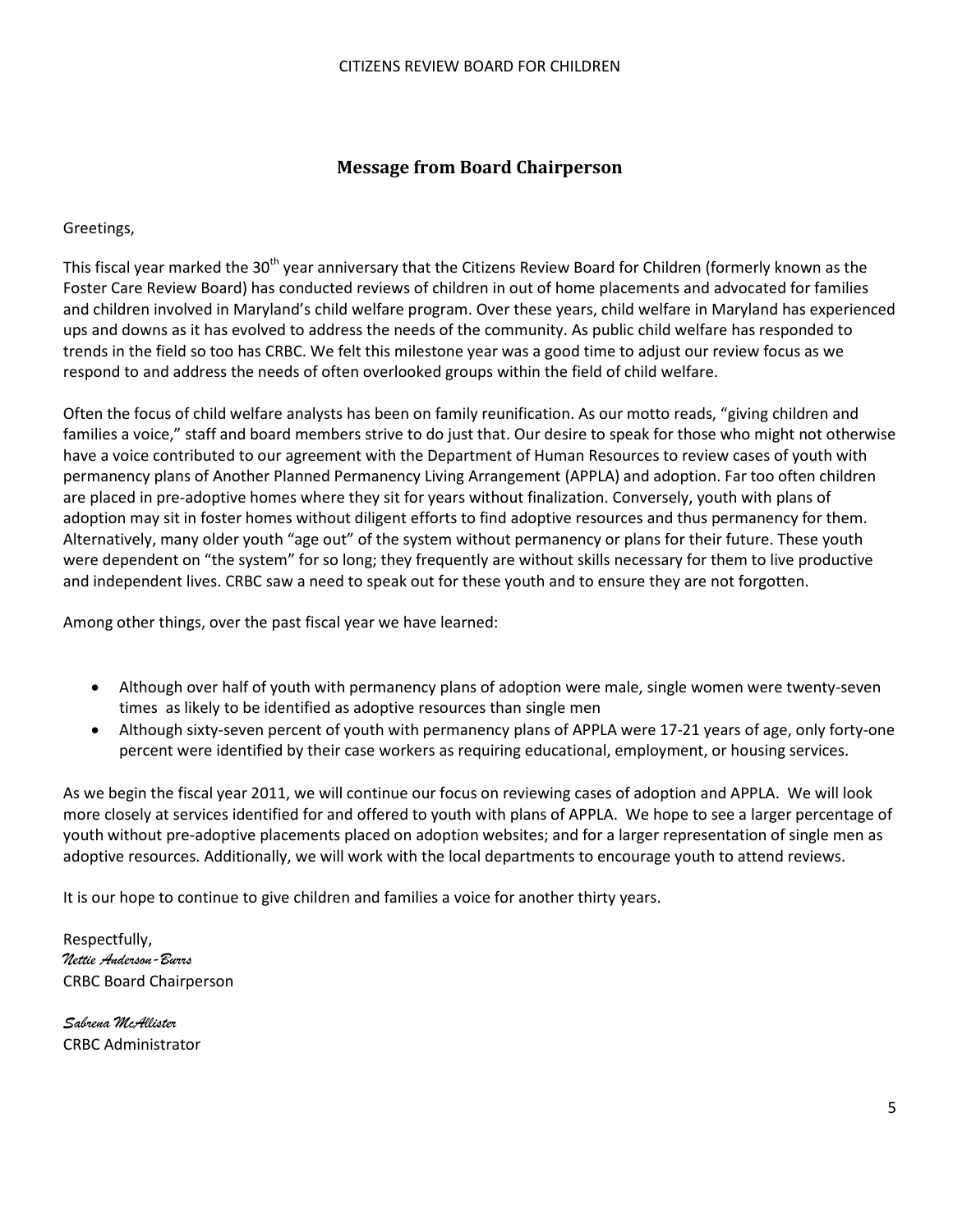## Message from Board Chairperson

Greetings,

This fiscal year marked the 30th year anniversary that the Citizens Review Board for Children (formerly known as the Foster Care Review Board) has conducted reviews of children in out of home placements and advocated for families and children involved in Maryland's child welfare program. Over these years, child welfare in Maryland has experienced ups and downs as it has evolved to address the needs of the community. As public child welfare has responded to trends in the field so too has CRBC. We felt this milestone year was a good time to adjust our review focus as we respond to and address the needs of often overlooked groups within the field of child welfare.

Often the focus of child welfare analysts has been on family reunification. As our motto reads, "giving children and families a voice," staff and board members strive to do just that. Our desire to speak for those who might not otherwise have a voice contributed to our agreement with the Department of Human Resources to review cases of youth with permanency plans of Another Planned Permanency Living Arrangement (APPLA) and adoption. Far too often children are placed in pre-adoptive homes where they sit for years without finalization. Conversely, youth with plans of adoption may sit in foster homes without diligent efforts to find adoptive resources and thus permanency for them. Alternatively, many older youth "age out" of the system without permanency or plans for their future. These youth were dependent on "the system" for so long; they frequently are without skills necessary for them to live productive and independent lives. CRBC saw a need to speak out for these youth and to ensure they are not forgotten.

Among other things, over the past fiscal year we have learned:

- Although over half of youth with permanency plans of adoption were male, single women were twenty-seven times as likely to be identified as adoptive resources than single men
- Although sixty-seven percent of youth with permanency plans of APPLA were 17-21 years of age, only forty-one percent were identified by their case workers as requiring educational, employment, or housing services.

As we begin the fiscal year 2011, we will continue our focus on reviewing cases of adoption and APPLA. We will look more closely at services identified for and offered to youth with plans of APPLA. We hope to see a larger percentage of youth without pre-adoptive placements placed on adoption websites; and for a larger representation of single men as adoptive resources. Additionally, we will work with the local departments to encourage youth to attend reviews.

It is our hope to continue to give children and families a voice for another thirty years.

Respectfully,
*Nettie Anderson-Burrs*
CRBC Board Chairperson

*Sabrena McAllister*
CRBC Administrator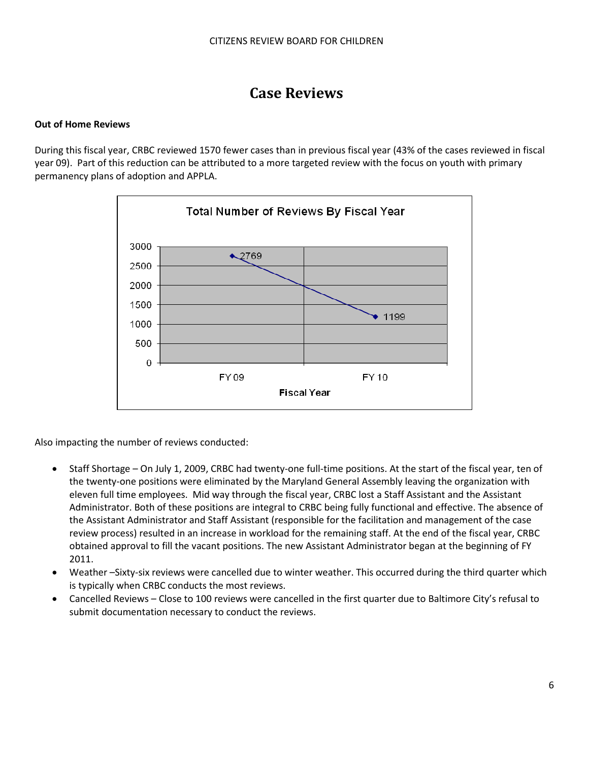# Case Reviews

**Out of Home Reviews**

During this fiscal year, CRBC reviewed 1570 fewer cases than in previous fiscal year (43% of the cases reviewed in fiscal year 09). Part of this reduction can be attributed to a more targeted review with the focus on youth with primary permanency plans of adoption and APPLA.

**Total Number of Reviews By Fiscal Year**

| Fiscal Year | Total Number of Reviews |
| --- | --- |
| FY 09 | 2769 |
| FY 10 | 1199 |

Also impacting the number of reviews conducted:

- Staff Shortage – On July 1, 2009, CRBC had twenty-one full-time positions. At the start of the fiscal year, ten of the twenty-one positions were eliminated by the Maryland General Assembly leaving the organization with eleven full time employees. Mid way through the fiscal year, CRBC lost a Staff Assistant and the Assistant Administrator. Both of these positions are integral to CRBC being fully functional and effective. The absence of the Assistant Administrator and Staff Assistant (responsible for the facilitation and management of the case review process) resulted in an increase in workload for the remaining staff. At the end of the fiscal year, CRBC obtained approval to fill the vacant positions. The new Assistant Administrator began at the beginning of FY 2011.
- Weather –Sixty-six reviews were cancelled due to winter weather. This occurred during the third quarter which is typically when CRBC conducts the most reviews.
- Cancelled Reviews – Close to 100 reviews were cancelled in the first quarter due to Baltimore City's refusal to submit documentation necessary to conduct the reviews.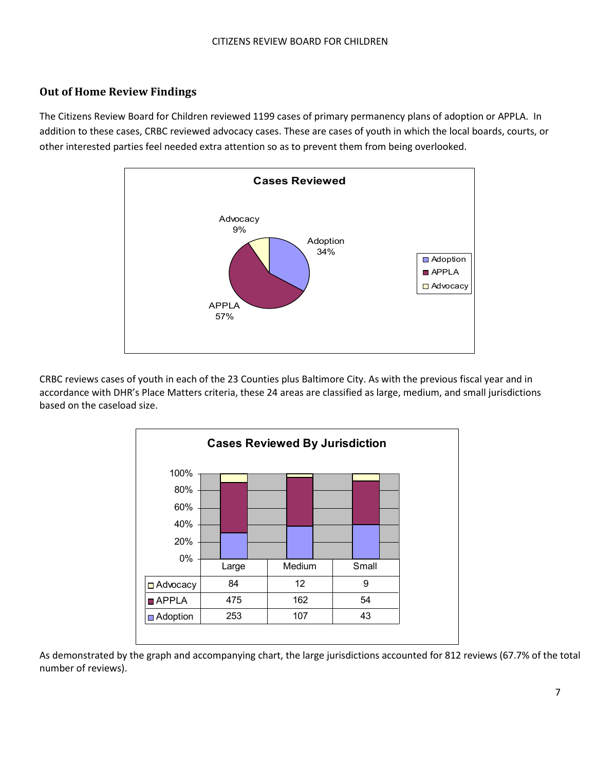## Out of Home Review Findings

The Citizens Review Board for Children reviewed 1199 cases of primary permanency plans of adoption or APPLA. In addition to these cases, CRBC reviewed advocacy cases. These are cases of youth in which the local boards, courts, or other interested parties feel needed extra attention so as to prevent them from being overlooked.

**Cases Reviewed**

| Category | Percentage |
| --- | --- |
| Adoption | 34% |
| APPLA | 57% |
| Advocacy | 9% |

CRBC reviews cases of youth in each of the 23 Counties plus Baltimore City. As with the previous fiscal year and in accordance with DHR's Place Matters criteria, these 24 areas are classified as large, medium, and small jurisdictions based on the caseload size.

**Cases Reviewed By Jurisdiction**

| | Large | Medium | Small |
| --- | --- | --- | --- |
| Advocacy | 84 | 12 | 9 |
| APPLA | 475 | 162 | 54 |
| Adoption | 253 | 107 | 43 |

As demonstrated by the graph and accompanying chart, the large jurisdictions accounted for 812 reviews (67.7% of the total number of reviews).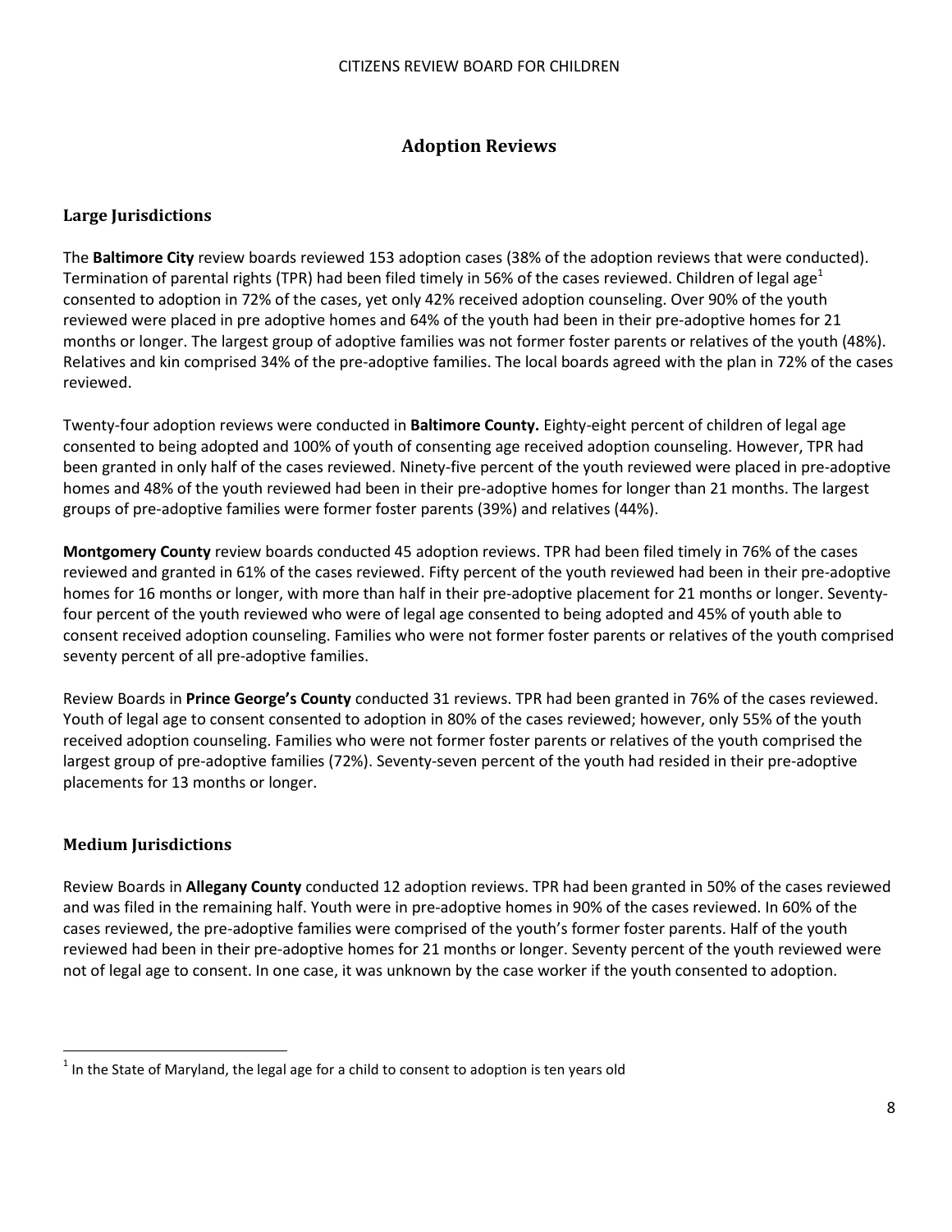## Adoption Reviews

### Large Jurisdictions

The **Baltimore City** review boards reviewed 153 adoption cases (38% of the adoption reviews that were conducted). Termination of parental rights (TPR) had been filed timely in 56% of the cases reviewed. Children of legal age[1] consented to adoption in 72% of the cases, yet only 42% received adoption counseling. Over 90% of the youth reviewed were placed in pre adoptive homes and 64% of the youth had been in their pre-adoptive homes for 21 months or longer. The largest group of adoptive families was not former foster parents or relatives of the youth (48%). Relatives and kin comprised 34% of the pre-adoptive families. The local boards agreed with the plan in 72% of the cases reviewed.

Twenty-four adoption reviews were conducted in **Baltimore County.** Eighty-eight percent of children of legal age consented to being adopted and 100% of youth of consenting age received adoption counseling. However, TPR had been granted in only half of the cases reviewed. Ninety-five percent of the youth reviewed were placed in pre-adoptive homes and 48% of the youth reviewed had been in their pre-adoptive homes for longer than 21 months. The largest groups of pre-adoptive families were former foster parents (39%) and relatives (44%).

**Montgomery County** review boards conducted 45 adoption reviews. TPR had been filed timely in 76% of the cases reviewed and granted in 61% of the cases reviewed. Fifty percent of the youth reviewed had been in their pre-adoptive homes for 16 months or longer, with more than half in their pre-adoptive placement for 21 months or longer. Seventy-four percent of the youth reviewed who were of legal age consented to being adopted and 45% of youth able to consent received adoption counseling. Families who were not former foster parents or relatives of the youth comprised seventy percent of all pre-adoptive families.

Review Boards in **Prince George's County** conducted 31 reviews. TPR had been granted in 76% of the cases reviewed. Youth of legal age to consent consented to adoption in 80% of the cases reviewed; however, only 55% of the youth received adoption counseling. Families who were not former foster parents or relatives of the youth comprised the largest group of pre-adoptive families (72%). Seventy-seven percent of the youth had resided in their pre-adoptive placements for 13 months or longer.

### Medium Jurisdictions

Review Boards in **Allegany County** conducted 12 adoption reviews. TPR had been granted in 50% of the cases reviewed and was filed in the remaining half. Youth were in pre-adoptive homes in 90% of the cases reviewed. In 60% of the cases reviewed, the pre-adoptive families were comprised of the youth's former foster parents. Half of the youth reviewed had been in their pre-adoptive homes for 21 months or longer. Seventy percent of the youth reviewed were not of legal age to consent. In one case, it was unknown by the case worker if the youth consented to adoption.

[1] In the State of Maryland, the legal age for a child to consent to adoption is ten years old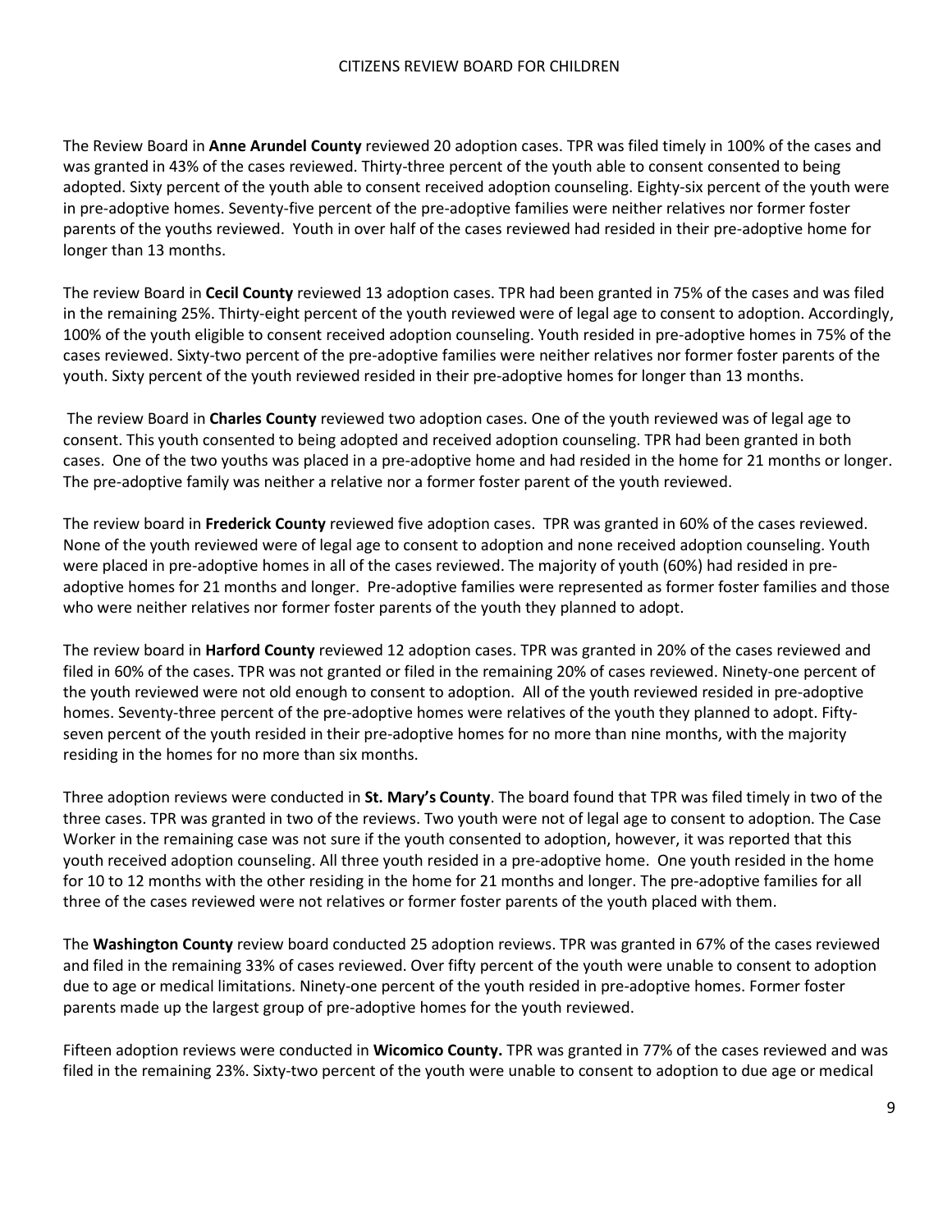The Review Board in **Anne Arundel County** reviewed 20 adoption cases. TPR was filed timely in 100% of the cases and was granted in 43% of the cases reviewed. Thirty-three percent of the youth able to consent consented to being adopted. Sixty percent of the youth able to consent received adoption counseling. Eighty-six percent of the youth were in pre-adoptive homes. Seventy-five percent of the pre-adoptive families were neither relatives nor former foster parents of the youths reviewed. Youth in over half of the cases reviewed had resided in their pre-adoptive home for longer than 13 months.

The review Board in **Cecil County** reviewed 13 adoption cases. TPR had been granted in 75% of the cases and was filed in the remaining 25%. Thirty-eight percent of the youth reviewed were of legal age to consent to adoption. Accordingly, 100% of the youth eligible to consent received adoption counseling. Youth resided in pre-adoptive homes in 75% of the cases reviewed. Sixty-two percent of the pre-adoptive families were neither relatives nor former foster parents of the youth. Sixty percent of the youth reviewed resided in their pre-adoptive homes for longer than 13 months.

The review Board in **Charles County** reviewed two adoption cases. One of the youth reviewed was of legal age to consent. This youth consented to being adopted and received adoption counseling. TPR had been granted in both cases. One of the two youths was placed in a pre-adoptive home and had resided in the home for 21 months or longer. The pre-adoptive family was neither a relative nor a former foster parent of the youth reviewed.

The review board in **Frederick County** reviewed five adoption cases. TPR was granted in 60% of the cases reviewed. None of the youth reviewed were of legal age to consent to adoption and none received adoption counseling. Youth were placed in pre-adoptive homes in all of the cases reviewed. The majority of youth (60%) had resided in pre-adoptive homes for 21 months and longer. Pre-adoptive families were represented as former foster families and those who were neither relatives nor former foster parents of the youth they planned to adopt.

The review board in **Harford County** reviewed 12 adoption cases. TPR was granted in 20% of the cases reviewed and filed in 60% of the cases. TPR was not granted or filed in the remaining 20% of cases reviewed. Ninety-one percent of the youth reviewed were not old enough to consent to adoption. All of the youth reviewed resided in pre-adoptive homes. Seventy-three percent of the pre-adoptive homes were relatives of the youth they planned to adopt. Fifty-seven percent of the youth resided in their pre-adoptive homes for no more than nine months, with the majority residing in the homes for no more than six months.

Three adoption reviews were conducted in **St. Mary's County**. The board found that TPR was filed timely in two of the three cases. TPR was granted in two of the reviews. Two youth were not of legal age to consent to adoption. The Case Worker in the remaining case was not sure if the youth consented to adoption, however, it was reported that this youth received adoption counseling. All three youth resided in a pre-adoptive home. One youth resided in the home for 10 to 12 months with the other residing in the home for 21 months and longer. The pre-adoptive families for all three of the cases reviewed were not relatives or former foster parents of the youth placed with them.

The **Washington County** review board conducted 25 adoption reviews. TPR was granted in 67% of the cases reviewed and filed in the remaining 33% of cases reviewed. Over fifty percent of the youth were unable to consent to adoption due to age or medical limitations. Ninety-one percent of the youth resided in pre-adoptive homes. Former foster parents made up the largest group of pre-adoptive homes for the youth reviewed.

Fifteen adoption reviews were conducted in **Wicomico County.** TPR was granted in 77% of the cases reviewed and was filed in the remaining 23%. Sixty-two percent of the youth were unable to consent to adoption to due age or medical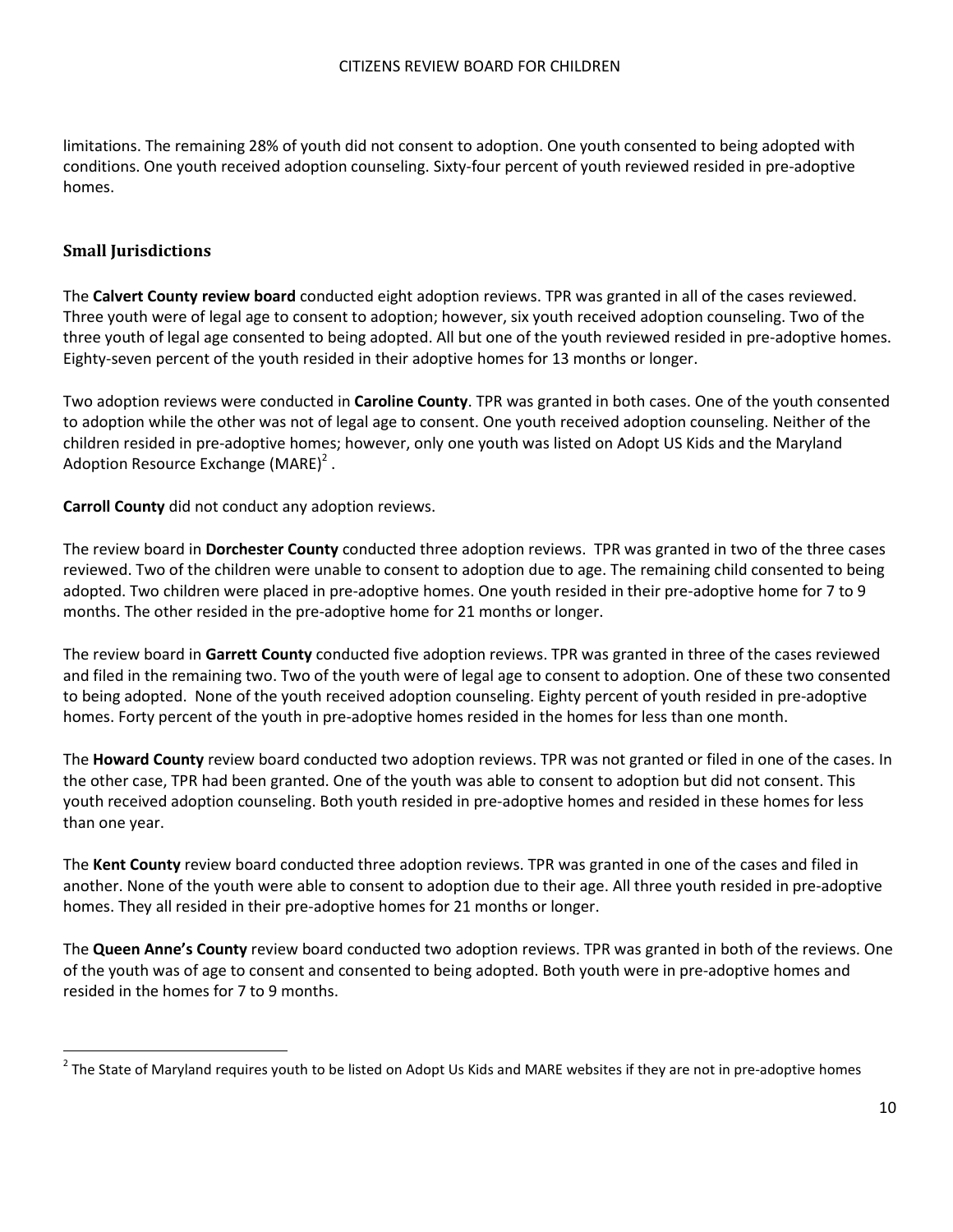limitations. The remaining 28% of youth did not consent to adoption. One youth consented to being adopted with conditions. One youth received adoption counseling. Sixty-four percent of youth reviewed resided in pre-adoptive homes.

### Small Jurisdictions

The **Calvert County review board** conducted eight adoption reviews. TPR was granted in all of the cases reviewed. Three youth were of legal age to consent to adoption; however, six youth received adoption counseling. Two of the three youth of legal age consented to being adopted. All but one of the youth reviewed resided in pre-adoptive homes. Eighty-seven percent of the youth resided in their adoptive homes for 13 months or longer.

Two adoption reviews were conducted in **Caroline County**. TPR was granted in both cases. One of the youth consented to adoption while the other was not of legal age to consent. One youth received adoption counseling. Neither of the children resided in pre-adoptive homes; however, only one youth was listed on Adopt US Kids and the Maryland Adoption Resource Exchange (MARE)[2] .

**Carroll County** did not conduct any adoption reviews.

The review board in **Dorchester County** conducted three adoption reviews. TPR was granted in two of the three cases reviewed. Two of the children were unable to consent to adoption due to age. The remaining child consented to being adopted. Two children were placed in pre-adoptive homes. One youth resided in their pre-adoptive home for 7 to 9 months. The other resided in the pre-adoptive home for 21 months or longer.

The review board in **Garrett County** conducted five adoption reviews. TPR was granted in three of the cases reviewed and filed in the remaining two. Two of the youth were of legal age to consent to adoption. One of these two consented to being adopted. None of the youth received adoption counseling. Eighty percent of youth resided in pre-adoptive homes. Forty percent of the youth in pre-adoptive homes resided in the homes for less than one month.

The **Howard County** review board conducted two adoption reviews. TPR was not granted or filed in one of the cases. In the other case, TPR had been granted. One of the youth was able to consent to adoption but did not consent. This youth received adoption counseling. Both youth resided in pre-adoptive homes and resided in these homes for less than one year.

The **Kent County** review board conducted three adoption reviews. TPR was granted in one of the cases and filed in another. None of the youth were able to consent to adoption due to their age. All three youth resided in pre-adoptive homes. They all resided in their pre-adoptive homes for 21 months or longer.

The **Queen Anne's County** review board conducted two adoption reviews. TPR was granted in both of the reviews. One of the youth was of age to consent and consented to being adopted. Both youth were in pre-adoptive homes and resided in the homes for 7 to 9 months.

---

[2] The State of Maryland requires youth to be listed on Adopt Us Kids and MARE websites if they are not in pre-adoptive homes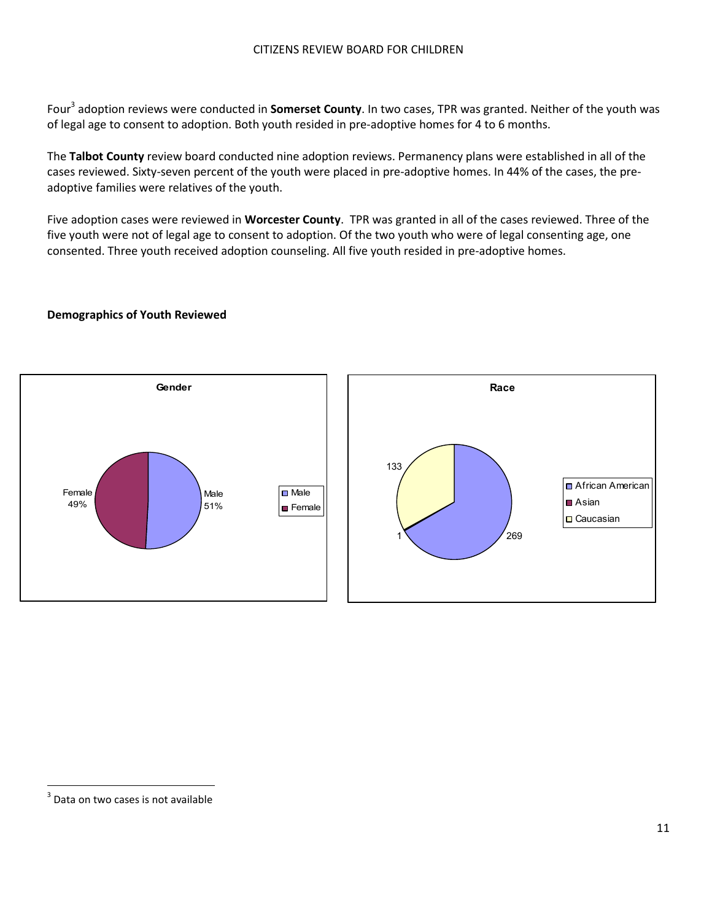Four[3] adoption reviews were conducted in **Somerset County**. In two cases, TPR was granted. Neither of the youth was of legal age to consent to adoption. Both youth resided in pre-adoptive homes for 4 to 6 months.

The **Talbot County** review board conducted nine adoption reviews. Permanency plans were established in all of the cases reviewed. Sixty-seven percent of the youth were placed in pre-adoptive homes. In 44% of the cases, the pre-adoptive families were relatives of the youth.

Five adoption cases were reviewed in **Worcester County**. TPR was granted in all of the cases reviewed. Three of the five youth were not of legal age to consent to adoption. Of the two youth who were of legal consenting age, one consented. Three youth received adoption counseling. All five youth resided in pre-adoptive homes.

**Demographics of Youth Reviewed**

**Gender**

| Gender | Percent |
|---|---|
| Male | 51% |
| Female | 49% |

**Race**

| Race | Count |
|---|---|
| African American | 269 |
| Asian | 1 |
| Caucasian | 133 |

[3] Data on two cases is not available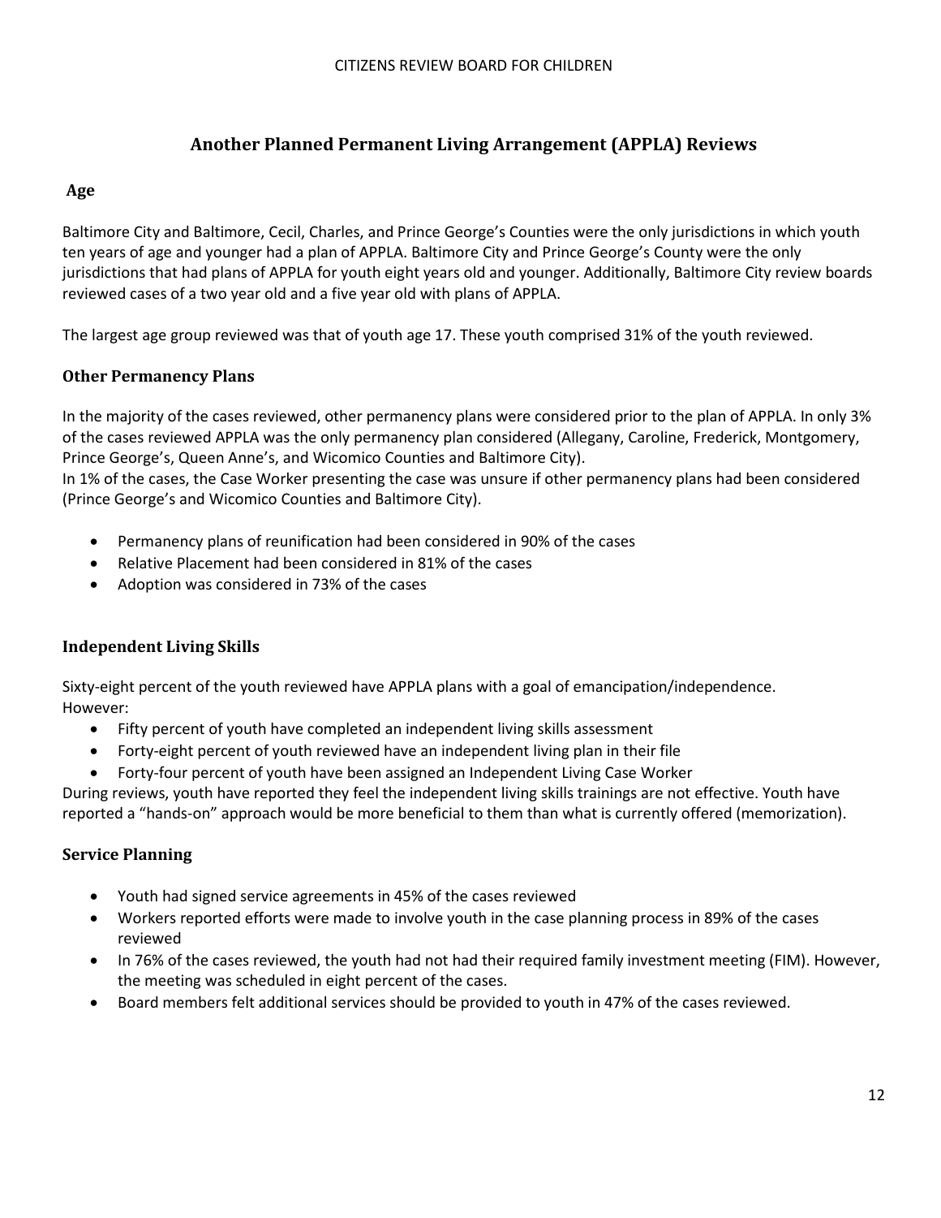## Another Planned Permanent Living Arrangement (APPLA) Reviews

### Age

Baltimore City and Baltimore, Cecil, Charles, and Prince George's Counties were the only jurisdictions in which youth ten years of age and younger had a plan of APPLA. Baltimore City and Prince George's County were the only jurisdictions that had plans of APPLA for youth eight years old and younger. Additionally, Baltimore City review boards reviewed cases of a two year old and a five year old with plans of APPLA.

The largest age group reviewed was that of youth age 17. These youth comprised 31% of the youth reviewed.

### Other Permanency Plans

In the majority of the cases reviewed, other permanency plans were considered prior to the plan of APPLA. In only 3% of the cases reviewed APPLA was the only permanency plan considered (Allegany, Caroline, Frederick, Montgomery, Prince George's, Queen Anne's, and Wicomico Counties and Baltimore City).

In 1% of the cases, the Case Worker presenting the case was unsure if other permanency plans had been considered (Prince George's and Wicomico Counties and Baltimore City).

- Permanency plans of reunification had been considered in 90% of the cases
- Relative Placement had been considered in 81% of the cases
- Adoption was considered in 73% of the cases

### Independent Living Skills

Sixty-eight percent of the youth reviewed have APPLA plans with a goal of emancipation/independence. However:

- Fifty percent of youth have completed an independent living skills assessment
- Forty-eight percent of youth reviewed have an independent living plan in their file
- Forty-four percent of youth have been assigned an Independent Living Case Worker

During reviews, youth have reported they feel the independent living skills trainings are not effective. Youth have reported a "hands-on" approach would be more beneficial to them than what is currently offered (memorization).

### Service Planning

- Youth had signed service agreements in 45% of the cases reviewed
- Workers reported efforts were made to involve youth in the case planning process in 89% of the cases reviewed
- In 76% of the cases reviewed, the youth had not had their required family investment meeting (FIM). However, the meeting was scheduled in eight percent of the cases.
- Board members felt additional services should be provided to youth in 47% of the cases reviewed.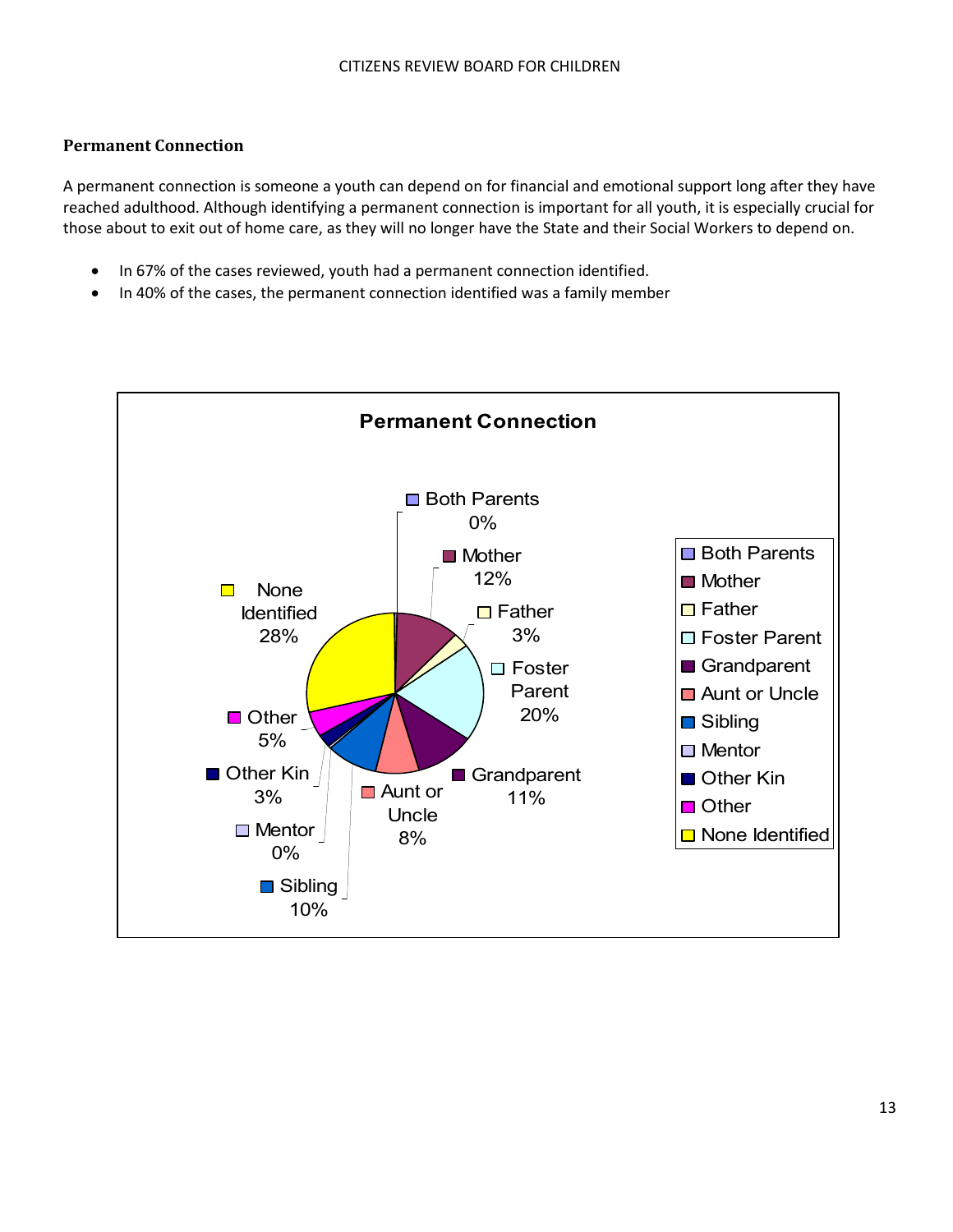### Permanent Connection

A permanent connection is someone a youth can depend on for financial and emotional support long after they have reached adulthood. Although identifying a permanent connection is important for all youth, it is especially crucial for those about to exit out of home care, as they will no longer have the State and their Social Workers to depend on.

- In 67% of the cases reviewed, youth had a permanent connection identified.
- In 40% of the cases, the permanent connection identified was a family member

**Permanent Connection**

| Category | Percent |
|---|---|
| Both Parents | 0% |
| Mother | 12% |
| Father | 3% |
| Foster Parent | 20% |
| Grandparent | 11% |
| Aunt or Uncle | 8% |
| Sibling | 10% |
| Mentor | 0% |
| Other Kin | 3% |
| Other | 5% |
| None Identified | 28% |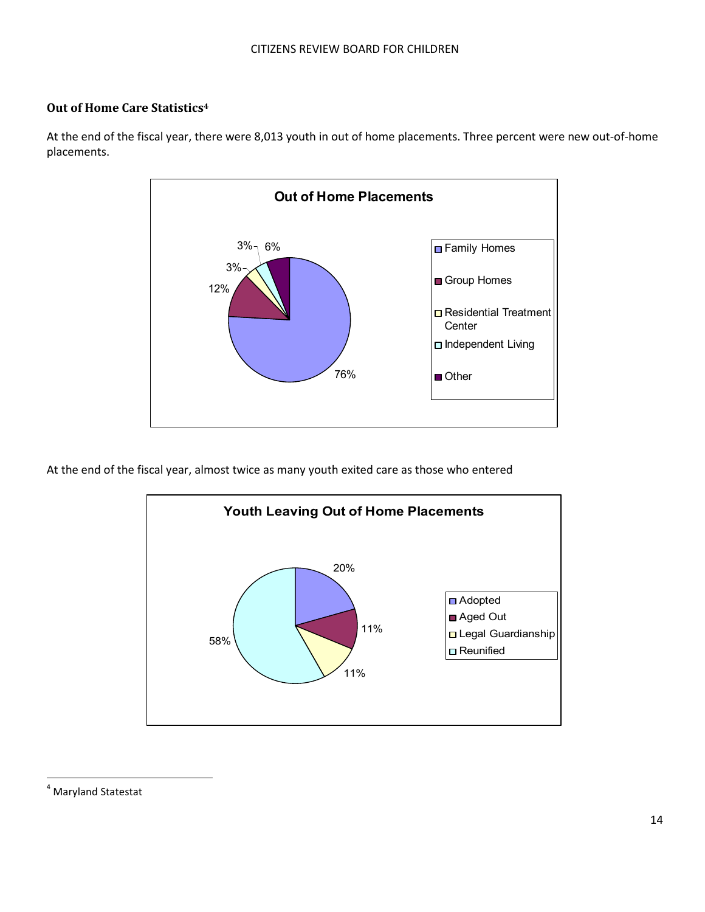### Out of Home Care Statistics[4]

At the end of the fiscal year, there were 8,013 youth in out of home placements. Three percent were new out-of-home placements.

**Out of Home Placements**

| Placement | Percent |
| --- | --- |
| Family Homes | 76% |
| Group Homes | 12% |
| Residential Treatment Center | 3% |
| Independent Living | 3% |
| Other | 6% |

At the end of the fiscal year, almost twice as many youth exited care as those who entered

**Youth Leaving Out of Home Placements**

| Exit Type | Percent |
| --- | --- |
| Adopted | 20% |
| Aged Out | 11% |
| Legal Guardianship | 11% |
| Reunified | 58% |

---

[4] Maryland Statestat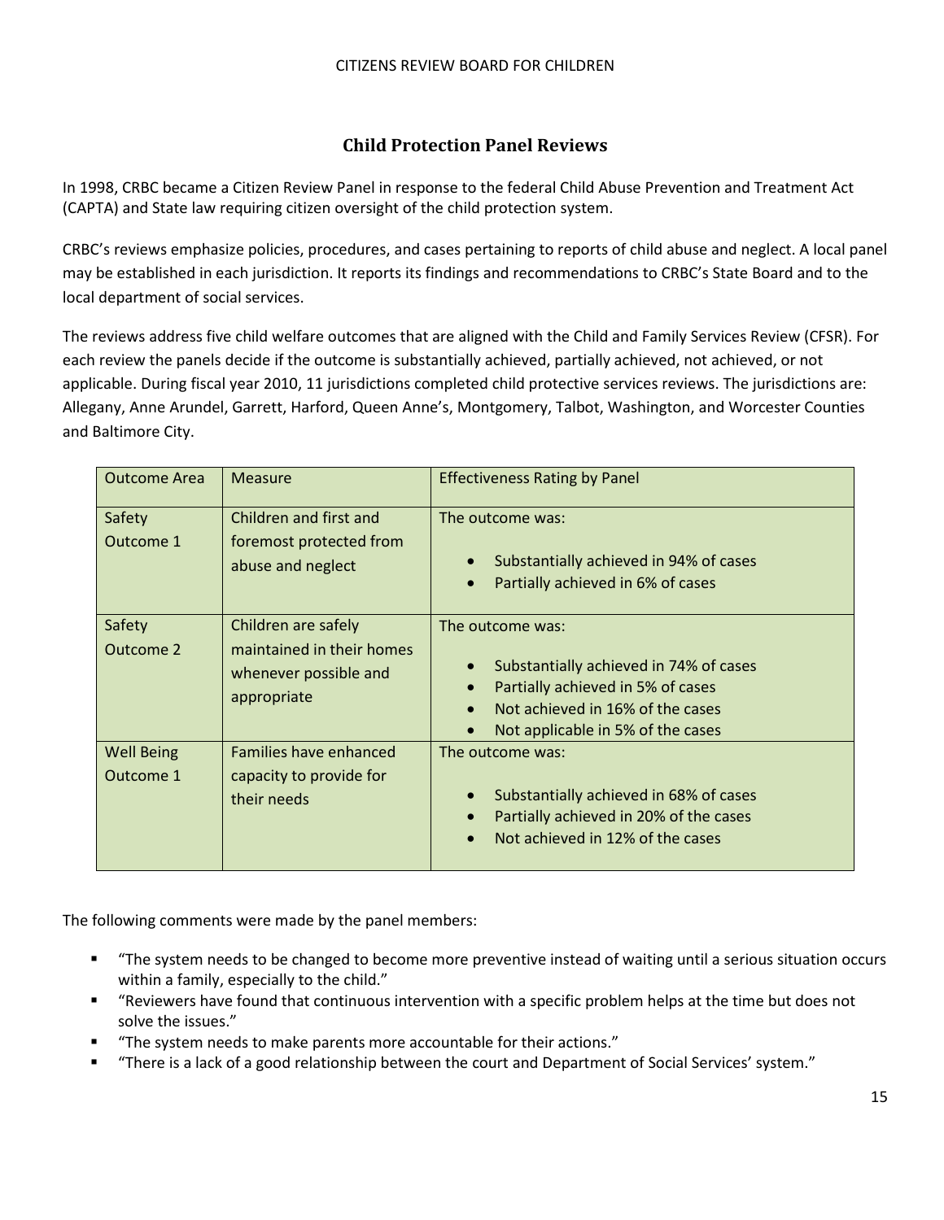## Child Protection Panel Reviews

In 1998, CRBC became a Citizen Review Panel in response to the federal Child Abuse Prevention and Treatment Act (CAPTA) and State law requiring citizen oversight of the child protection system.

CRBC's reviews emphasize policies, procedures, and cases pertaining to reports of child abuse and neglect. A local panel may be established in each jurisdiction. It reports its findings and recommendations to CRBC's State Board and to the local department of social services.

The reviews address five child welfare outcomes that are aligned with the Child and Family Services Review (CFSR). For each review the panels decide if the outcome is substantially achieved, partially achieved, not achieved, or not applicable. During fiscal year 2010, 11 jurisdictions completed child protective services reviews. The jurisdictions are: Allegany, Anne Arundel, Garrett, Harford, Queen Anne's, Montgomery, Talbot, Washington, and Worcester Counties and Baltimore City.

| Outcome Area | Measure | Effectiveness Rating by Panel |
|---|---|---|
| Safety Outcome 1 | Children and first and foremost protected from abuse and neglect | The outcome was:<br>• Substantially achieved in 94% of cases<br>• Partially achieved in 6% of cases |
| Safety Outcome 2 | Children are safely maintained in their homes whenever possible and appropriate | The outcome was:<br>• Substantially achieved in 74% of cases<br>• Partially achieved in 5% of cases<br>• Not achieved in 16% of the cases<br>• Not applicable in 5% of the cases |
| Well Being Outcome 1 | Families have enhanced capacity to provide for their needs | The outcome was:<br>• Substantially achieved in 68% of cases<br>• Partially achieved in 20% of the cases<br>• Not achieved in 12% of the cases |

The following comments were made by the panel members:

- "The system needs to be changed to become more preventive instead of waiting until a serious situation occurs within a family, especially to the child."
- "Reviewers have found that continuous intervention with a specific problem helps at the time but does not solve the issues."
- "The system needs to make parents more accountable for their actions."
- "There is a lack of a good relationship between the court and Department of Social Services' system."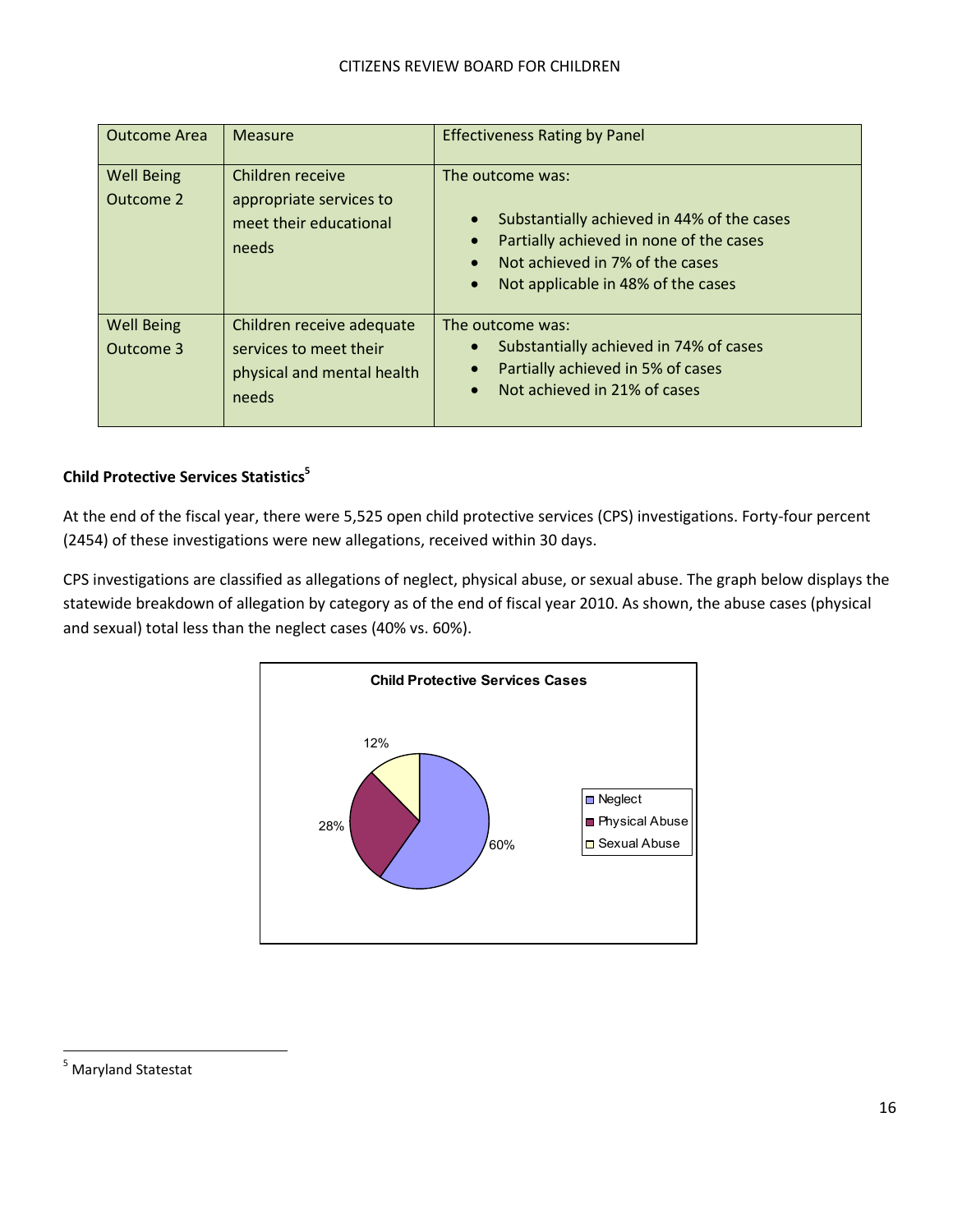| Outcome Area | Measure | Effectiveness Rating by Panel |
|---|---|---|
| Well Being Outcome 2 | Children receive appropriate services to meet their educational needs | The outcome was:<br>• Substantially achieved in 44% of the cases<br>• Partially achieved in none of the cases<br>• Not achieved in 7% of the cases<br>• Not applicable in 48% of the cases |
| Well Being Outcome 3 | Children receive adequate services to meet their physical and mental health needs | The outcome was:<br>• Substantially achieved in 74% of cases<br>• Partially achieved in 5% of cases<br>• Not achieved in 21% of cases |

**Child Protective Services Statistics**[5]

At the end of the fiscal year, there were 5,525 open child protective services (CPS) investigations. Forty-four percent (2454) of these investigations were new allegations, received within 30 days.

CPS investigations are classified as allegations of neglect, physical abuse, or sexual abuse. The graph below displays the statewide breakdown of allegation by category as of the end of fiscal year 2010. As shown, the abuse cases (physical and sexual) total less than the neglect cases (40% vs. 60%).

**Child Protective Services Cases**

| Category | Percent |
|---|---|
| Neglect | 60% |
| Physical Abuse | 28% |
| Sexual Abuse | 12% |

[5] Maryland Statestat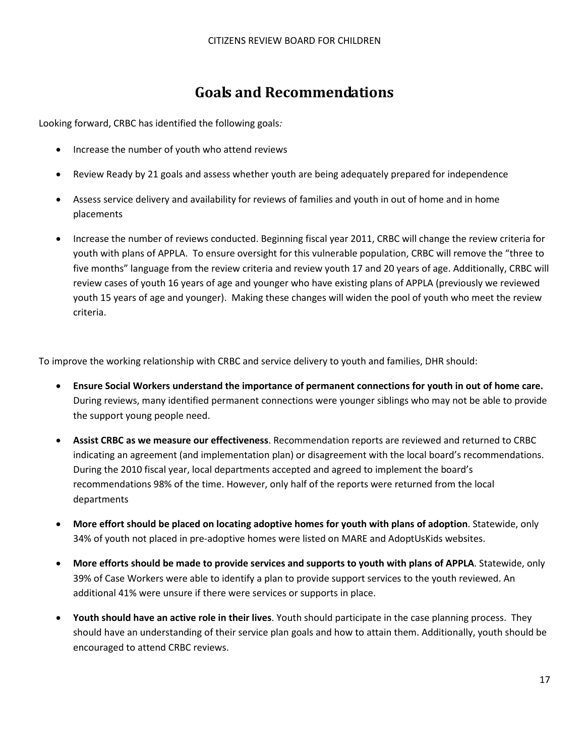# Goals and Recommendations

Looking forward, CRBC has identified the following goals*:*

- Increase the number of youth who attend reviews
- Review Ready by 21 goals and assess whether youth are being adequately prepared for independence
- Assess service delivery and availability for reviews of families and youth in out of home and in home placements
- Increase the number of reviews conducted. Beginning fiscal year 2011, CRBC will change the review criteria for youth with plans of APPLA. To ensure oversight for this vulnerable population, CRBC will remove the "three to five months" language from the review criteria and review youth 17 and 20 years of age. Additionally, CRBC will review cases of youth 16 years of age and younger who have existing plans of APPLA (previously we reviewed youth 15 years of age and younger). Making these changes will widen the pool of youth who meet the review criteria.

To improve the working relationship with CRBC and service delivery to youth and families, DHR should:

- **Ensure Social Workers understand the importance of permanent connections for youth in out of home care.** During reviews, many identified permanent connections were younger siblings who may not be able to provide the support young people need.
- **Assist CRBC as we measure our effectiveness**. Recommendation reports are reviewed and returned to CRBC indicating an agreement (and implementation plan) or disagreement with the local board's recommendations. During the 2010 fiscal year, local departments accepted and agreed to implement the board's recommendations 98% of the time. However, only half of the reports were returned from the local departments
- **More effort should be placed on locating adoptive homes for youth with plans of adoption**. Statewide, only 34% of youth not placed in pre-adoptive homes were listed on MARE and AdoptUsKids websites.
- **More efforts should be made to provide services and supports to youth with plans of APPLA**. Statewide, only 39% of Case Workers were able to identify a plan to provide support services to the youth reviewed. An additional 41% were unsure if there were services or supports in place.
- **Youth should have an active role in their lives**. Youth should participate in the case planning process. They should have an understanding of their service plan goals and how to attain them. Additionally, youth should be encouraged to attend CRBC reviews.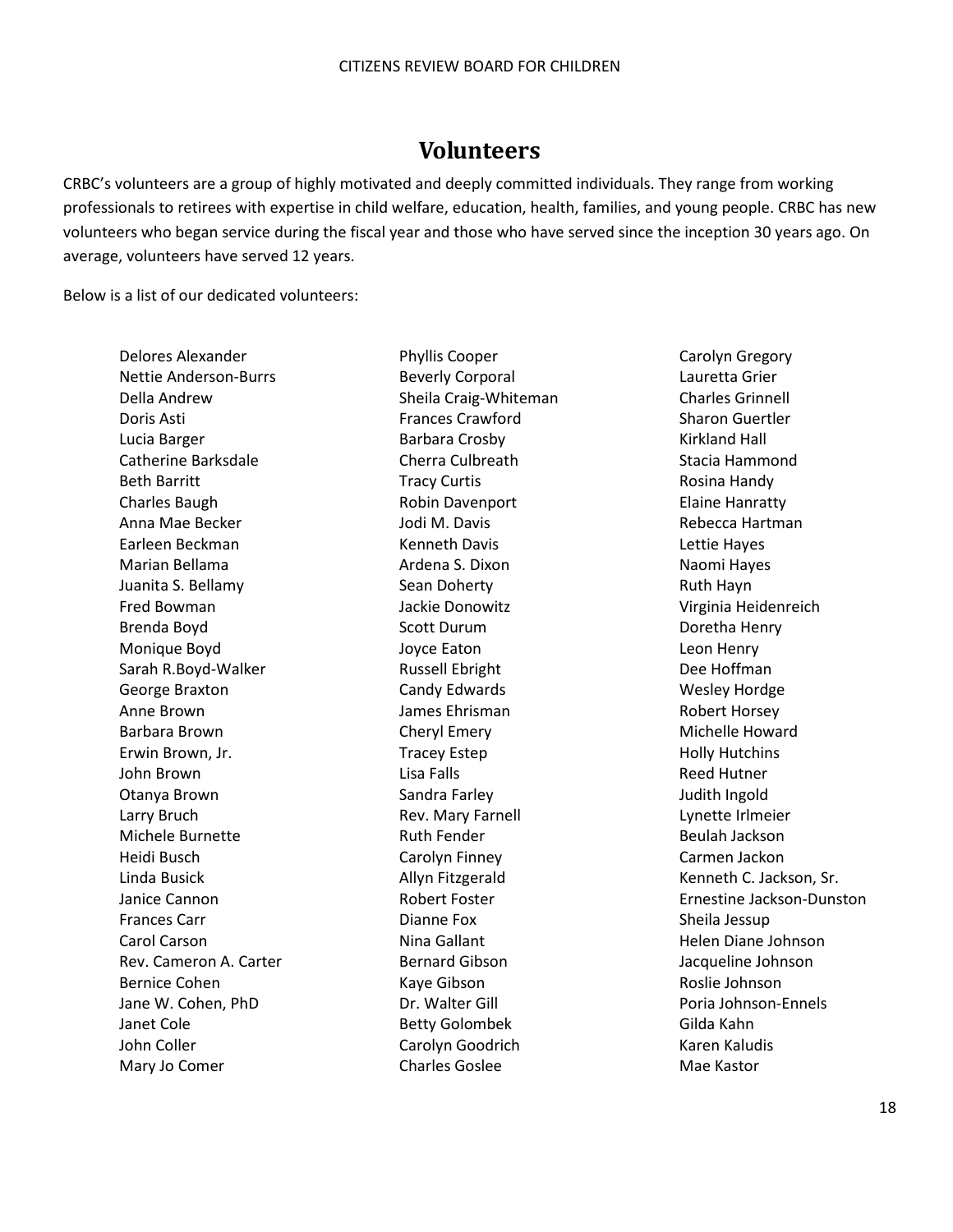## Volunteers

CRBC's volunteers are a group of highly motivated and deeply committed individuals. They range from working professionals to retirees with expertise in child welfare, education, health, families, and young people. CRBC has new volunteers who began service during the fiscal year and those who have served since the inception 30 years ago. On average, volunteers have served 12 years.

Below is a list of our dedicated volunteers:

Delores Alexander
Nettie Anderson-Burrs
Della Andrew
Doris Asti
Lucia Barger
Catherine Barksdale
Beth Barritt
Charles Baugh
Anna Mae Becker
Earleen Beckman
Marian Bellama
Juanita S. Bellamy
Fred Bowman
Brenda Boyd
Monique Boyd
Sarah R.Boyd-Walker
George Braxton
Anne Brown
Barbara Brown
Erwin Brown, Jr.
John Brown
Otanya Brown
Larry Bruch
Michele Burnette
Heidi Busch
Linda Busick
Janice Cannon
Frances Carr
Carol Carson
Rev. Cameron A. Carter
Bernice Cohen
Jane W. Cohen, PhD
Janet Cole
John Coller
Mary Jo Comer
Phyllis Cooper
Beverly Corporal
Sheila Craig-Whiteman
Frances Crawford
Barbara Crosby
Cherra Culbreath
Tracy Curtis
Robin Davenport
Jodi M. Davis
Kenneth Davis
Ardena S. Dixon
Sean Doherty
Jackie Donowitz
Scott Durum
Joyce Eaton
Russell Ebright
Candy Edwards
James Ehrisman
Cheryl Emery
Tracey Estep
Lisa Falls
Sandra Farley
Rev. Mary Farnell
Ruth Fender
Carolyn Finney
Allyn Fitzgerald
Robert Foster
Dianne Fox
Nina Gallant
Bernard Gibson
Kaye Gibson
Dr. Walter Gill
Betty Golombek
Carolyn Goodrich
Charles Goslee
Carolyn Gregory
Lauretta Grier
Charles Grinnell
Sharon Guertler
Kirkland Hall
Stacia Hammond
Rosina Handy
Elaine Hanratty
Rebecca Hartman
Lettie Hayes
Naomi Hayes
Ruth Hayn
Virginia Heidenreich
Doretha Henry
Leon Henry
Dee Hoffman
Wesley Hordge
Robert Horsey
Michelle Howard
Holly Hutchins
Reed Hutner
Judith Ingold
Lynette Irlmeier
Beulah Jackson
Carmen Jackon
Kenneth C. Jackson, Sr.
Ernestine Jackson-Dunston
Sheila Jessup
Helen Diane Johnson
Jacqueline Johnson
Roslie Johnson
Poria Johnson-Ennels
Gilda Kahn
Karen Kaludis
Mae Kastor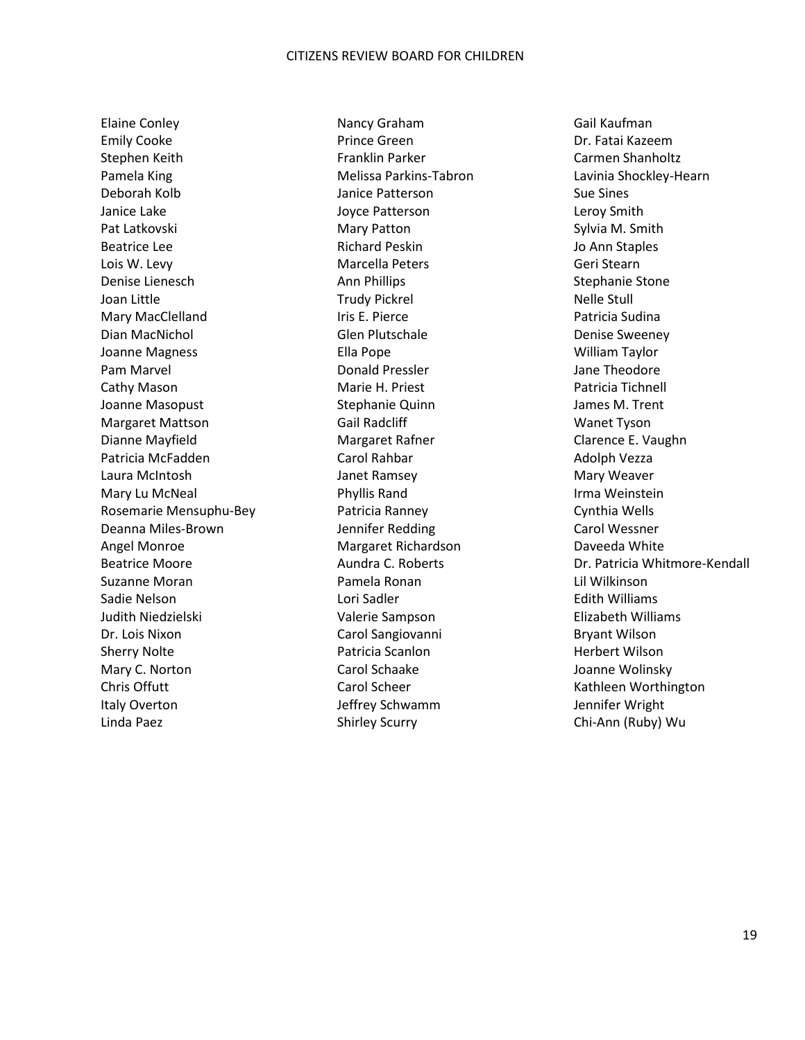Elaine Conley
Emily Cooke
Stephen Keith
Pamela King
Deborah Kolb
Janice Lake
Pat Latkovski
Beatrice Lee
Lois W. Levy
Denise Lienesch
Joan Little
Mary MacClelland
Dian MacNichol
Joanne Magness
Pam Marvel
Cathy Mason
Joanne Masopust
Margaret Mattson
Dianne Mayfield
Patricia McFadden
Laura McIntosh
Mary Lu McNeal
Rosemarie Mensuphu-Bey
Deanna Miles-Brown
Angel Monroe
Beatrice Moore
Suzanne Moran
Sadie Nelson
Judith Niedzielski
Dr. Lois Nixon
Sherry Nolte
Mary C. Norton
Chris Offutt
Italy Overton
Linda Paez

Nancy Graham
Prince Green
Franklin Parker
Melissa Parkins-Tabron
Janice Patterson
Joyce Patterson
Mary Patton
Richard Peskin
Marcella Peters
Ann Phillips
Trudy Pickrel
Iris E. Pierce
Glen Plutschale
Ella Pope
Donald Pressler
Marie H. Priest
Stephanie Quinn
Gail Radcliff
Margaret Rafner
Carol Rahbar
Janet Ramsey
Phyllis Rand
Patricia Ranney
Jennifer Redding
Margaret Richardson
Aundra C. Roberts
Pamela Ronan
Lori Sadler
Valerie Sampson
Carol Sangiovanni
Patricia Scanlon
Carol Schaake
Carol Scheer
Jeffrey Schwamm
Shirley Scurry

Gail Kaufman
Dr. Fatai Kazeem
Carmen Shanholtz
Lavinia Shockley-Hearn
Sue Sines
Leroy Smith
Sylvia M. Smith
Jo Ann Staples
Geri Stearn
Stephanie Stone
Nelle Stull
Patricia Sudina
Denise Sweeney
William Taylor
Jane Theodore
Patricia Tichnell
James M. Trent
Wanet Tyson
Clarence E. Vaughn
Adolph Vezza
Mary Weaver
Irma Weinstein
Cynthia Wells
Carol Wessner
Daveeda White
Dr. Patricia Whitmore-Kendall
Lil Wilkinson
Edith Williams
Elizabeth Williams
Bryant Wilson
Herbert Wilson
Joanne Wolinsky
Kathleen Worthington
Jennifer Wright
Chi-Ann (Ruby) Wu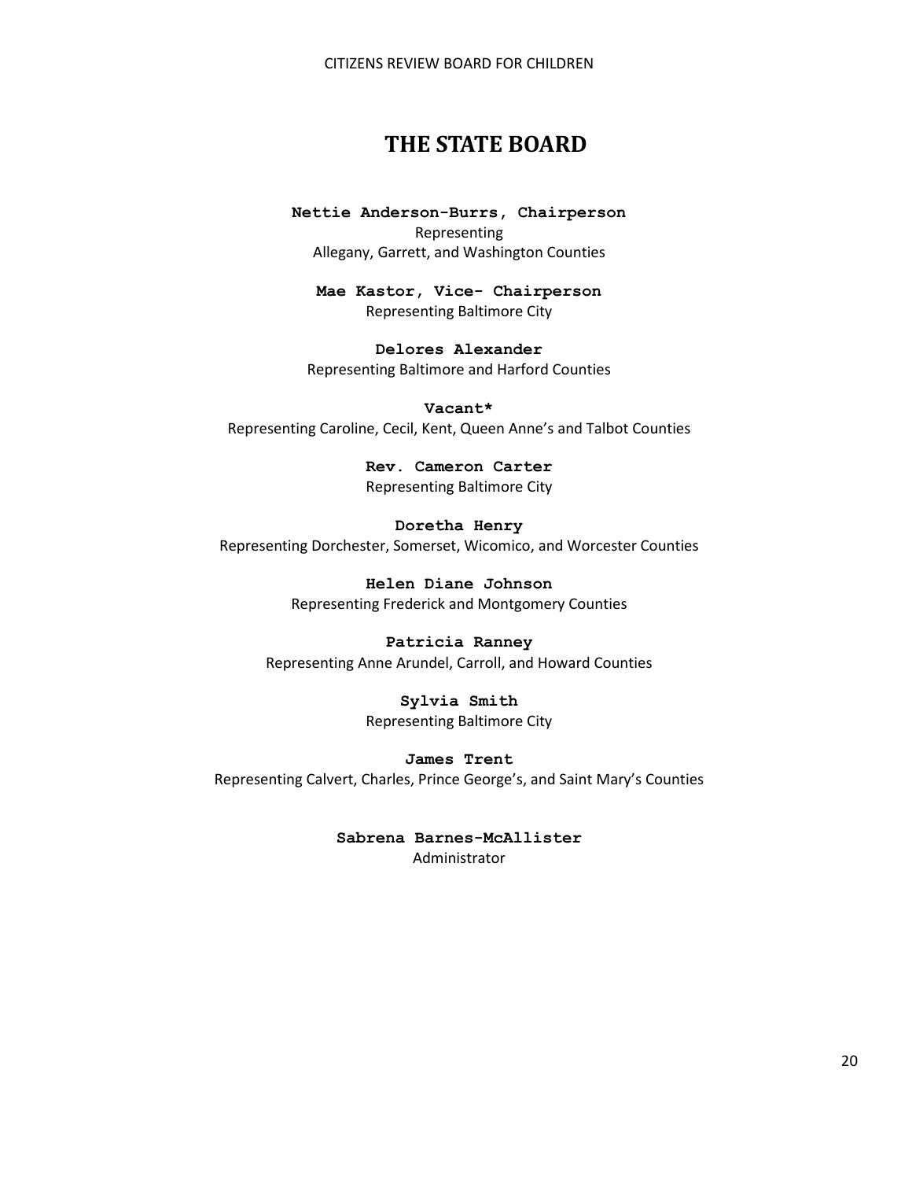# THE STATE BOARD

**Nettie Anderson-Burrs, Chairperson**
Representing
Allegany, Garrett, and Washington Counties

**Mae Kastor, Vice- Chairperson**
Representing Baltimore City

**Delores Alexander**
Representing Baltimore and Harford Counties

**Vacant***
Representing Caroline, Cecil, Kent, Queen Anne's and Talbot Counties

**Rev. Cameron Carter**
Representing Baltimore City

**Doretha Henry**
Representing Dorchester, Somerset, Wicomico, and Worcester Counties

**Helen Diane Johnson**
Representing Frederick and Montgomery Counties

**Patricia Ranney**
Representing Anne Arundel, Carroll, and Howard Counties

**Sylvia Smith**
Representing Baltimore City

**James Trent**
Representing Calvert, Charles, Prince George's, and Saint Mary's Counties

**Sabrena Barnes-McAllister**
Administrator